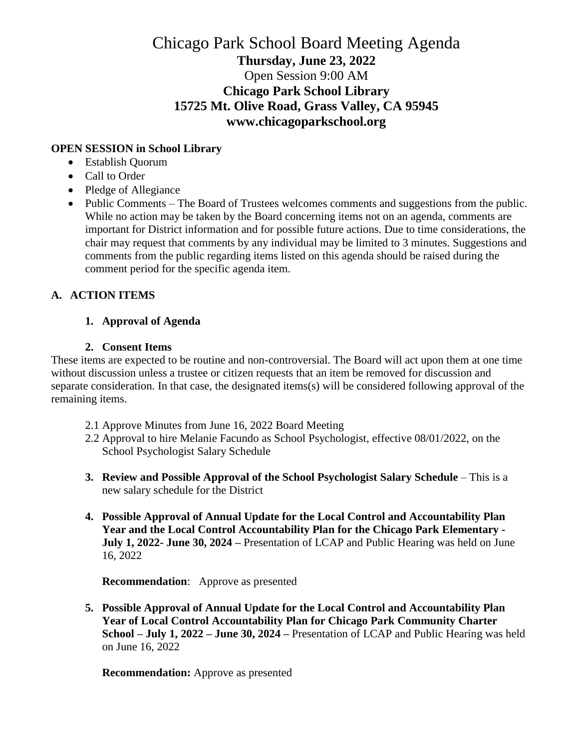# Chicago Park School Board Meeting Agenda

**Thursday, June 23, 2022**

Open Session 9:00 AM

**Chicago Park School Library**

**15725 Mt. Olive Road, Grass Valley, CA 95945**

**www.chicagoparkschool.org**

**OPEN SESSION in School Library**

- Establish Quorum
- Call to Order
- Pledge of Allegiance
- Public Comments – The Board of Trustees welcomes comments and suggestions from the public. While no action may be taken by the Board concerning items not on an agenda, comments are important for District information and for possible future actions. Due to time considerations, the chair may request that comments by any individual may be limited to 3 minutes. Suggestions and comments from the public regarding items listed on this agenda should be raised during the comment period for the specific agenda item.

## A. ACTION ITEMS

**1. Approval of Agenda**

**2. Consent Items**

These items are expected to be routine and non-controversial. The Board will act upon them at one time without discussion unless a trustee or citizen requests that an item be removed for discussion and separate consideration. In that case, the designated items(s) will be considered following approval of the remaining items.

2.1 Approve Minutes from June 16, 2022 Board Meeting

2.2 Approval to hire Melanie Facundo as School Psychologist, effective 08/01/2022, on the School Psychologist Salary Schedule

**3. Review and Possible Approval of the School Psychologist Salary Schedule** – This is a new salary schedule for the District

**4. Possible Approval of Annual Update for the Local Control and Accountability Plan Year and the Local Control Accountability Plan for the Chicago Park Elementary - July 1, 2022- June 30, 2024 –** Presentation of LCAP and Public Hearing was held on June 16, 2022

**Recommendation**: Approve as presented

**5. Possible Approval of Annual Update for the Local Control and Accountability Plan Year of Local Control Accountability Plan for Chicago Park Community Charter School – July 1, 2022 – June 30, 2024 –** Presentation of LCAP and Public Hearing was held on June 16, 2022

**Recommendation:** Approve as presented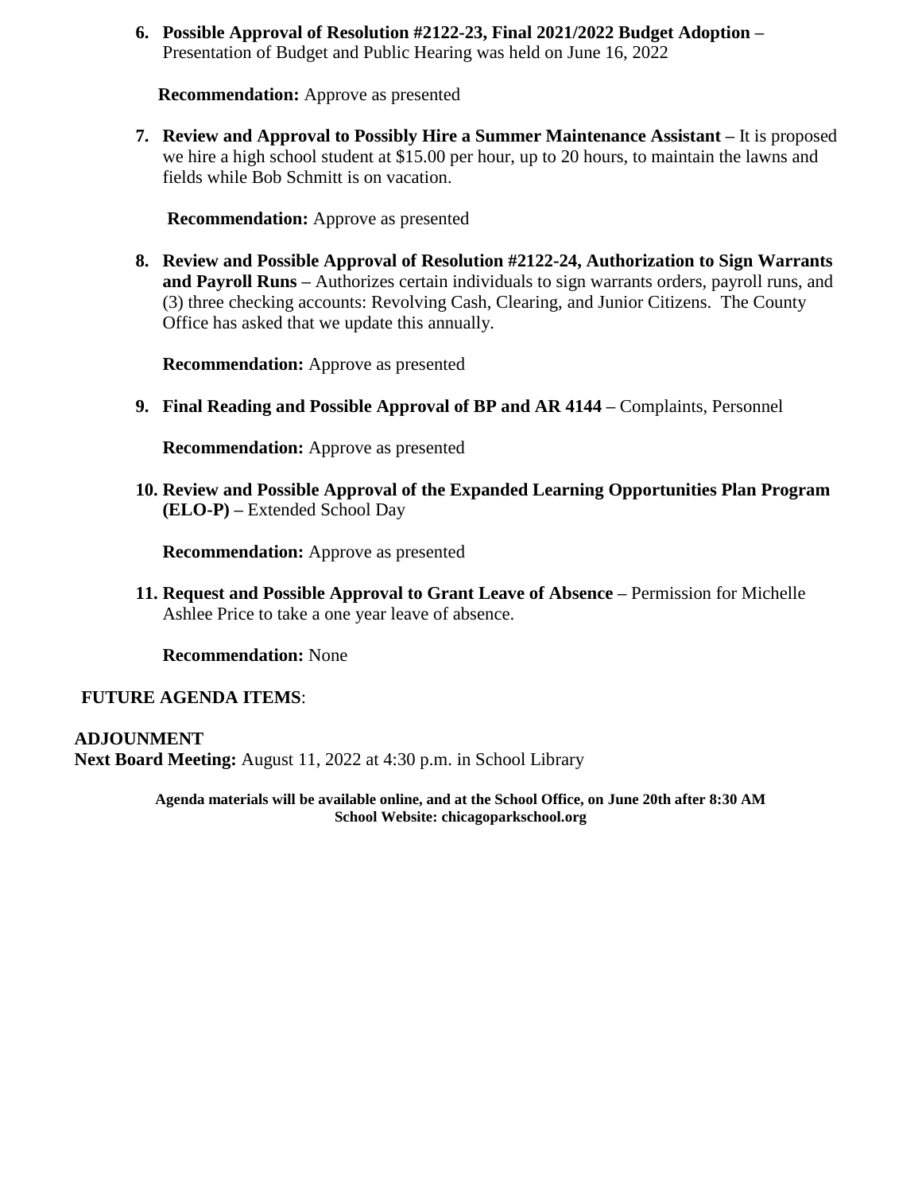6. **Possible Approval of Resolution #2122-23, Final 2021/2022 Budget Adoption –** Presentation of Budget and Public Hearing was held on June 16, 2022

   **Recommendation:** Approve as presented

7. **Review and Approval to Possibly Hire a Summer Maintenance Assistant –** It is proposed we hire a high school student at $15.00 per hour, up to 20 hours, to maintain the lawns and fields while Bob Schmitt is on vacation.

   **Recommendation:** Approve as presented

8. **Review and Possible Approval of Resolution #2122-24, Authorization to Sign Warrants and Payroll Runs –** Authorizes certain individuals to sign warrants orders, payroll runs, and (3) three checking accounts: Revolving Cash, Clearing, and Junior Citizens. The County Office has asked that we update this annually.

   **Recommendation:** Approve as presented

9. **Final Reading and Possible Approval of BP and AR 4144 –** Complaints, Personnel

   **Recommendation:** Approve as presented

10. **Review and Possible Approval of the Expanded Learning Opportunities Plan Program (ELO-P) –** Extended School Day

    **Recommendation:** Approve as presented

11. **Request and Possible Approval to Grant Leave of Absence –** Permission for Michelle Ashlee Price to take a one year leave of absence.

    **Recommendation:** None

**FUTURE AGENDA ITEMS**:

**ADJOUNMENT**
**Next Board Meeting:** August 11, 2022 at 4:30 p.m. in School Library

**Agenda materials will be available online, and at the School Office, on June 20th after 8:30 AM**
**School Website: chicagoparkschool.org**